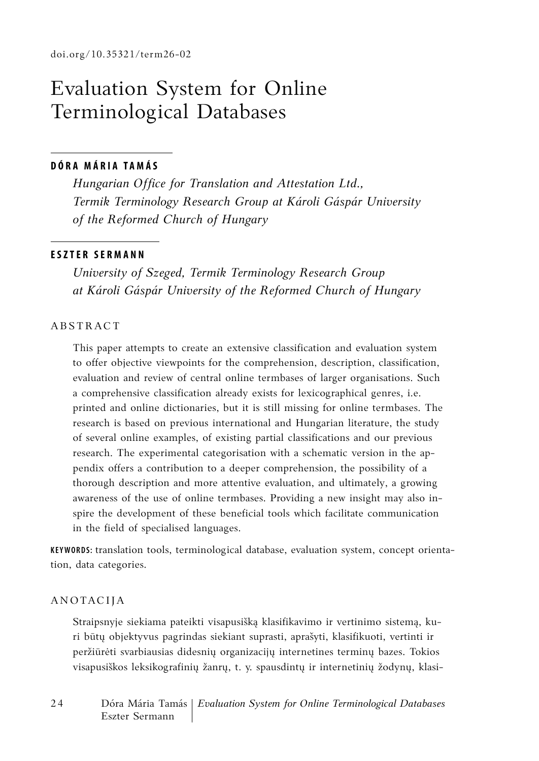doi.org/10.35321/term26-02

# Evaluation System for Online Terminological Databases

**DÓRA MÁRIA TAMÁS**

*Hungarian Office for Translation and Attestation Ltd., Termik Terminology Research Group at Károli Gáspár University of the Reformed Church of Hungary*

**ESZTER SERMANN**

*University of Szeged, Termik Terminology Research Group at Károli Gáspár University of the Reformed Church of Hungary*

## ABSTRACT

This paper attempts to create an extensive classification and evaluation system to offer objective viewpoints for the comprehension, description, classification, evaluation and review of central online termbases of larger organisations. Such a comprehensive classification already exists for lexicographical genres, i.e. printed and online dictionaries, but it is still missing for online termbases. The research is based on previous international and Hungarian literature, the study of several online examples, of existing partial classifications and our previous research. The experimental categorisation with a schematic version in the appendix offers a contribution to a deeper comprehension, the possibility of a thorough description and more attentive evaluation, and ultimately, a growing awareness of the use of online termbases. Providing a new insight may also inspire the development of these beneficial tools which facilitate communication in the field of specialised languages.

**KEYWORDS:** translation tools, terminological database, evaluation system, concept orientation, data categories.

## ANOTACIJA

Straipsnyje siekiama pateikti visapusišką klasifikavimo ir vertinimo sistemą, kuri būtų objektyvus pagrindas siekiant suprasti, aprašyti, klasifikuoti, vertinti ir peržiūrėti svarbiausias didesnių organizacijų internetines terminų bazes. Tokios visapusiškos leksikografinių žanrų, t. y. spausdintų ir internetinių žodynų, klasi-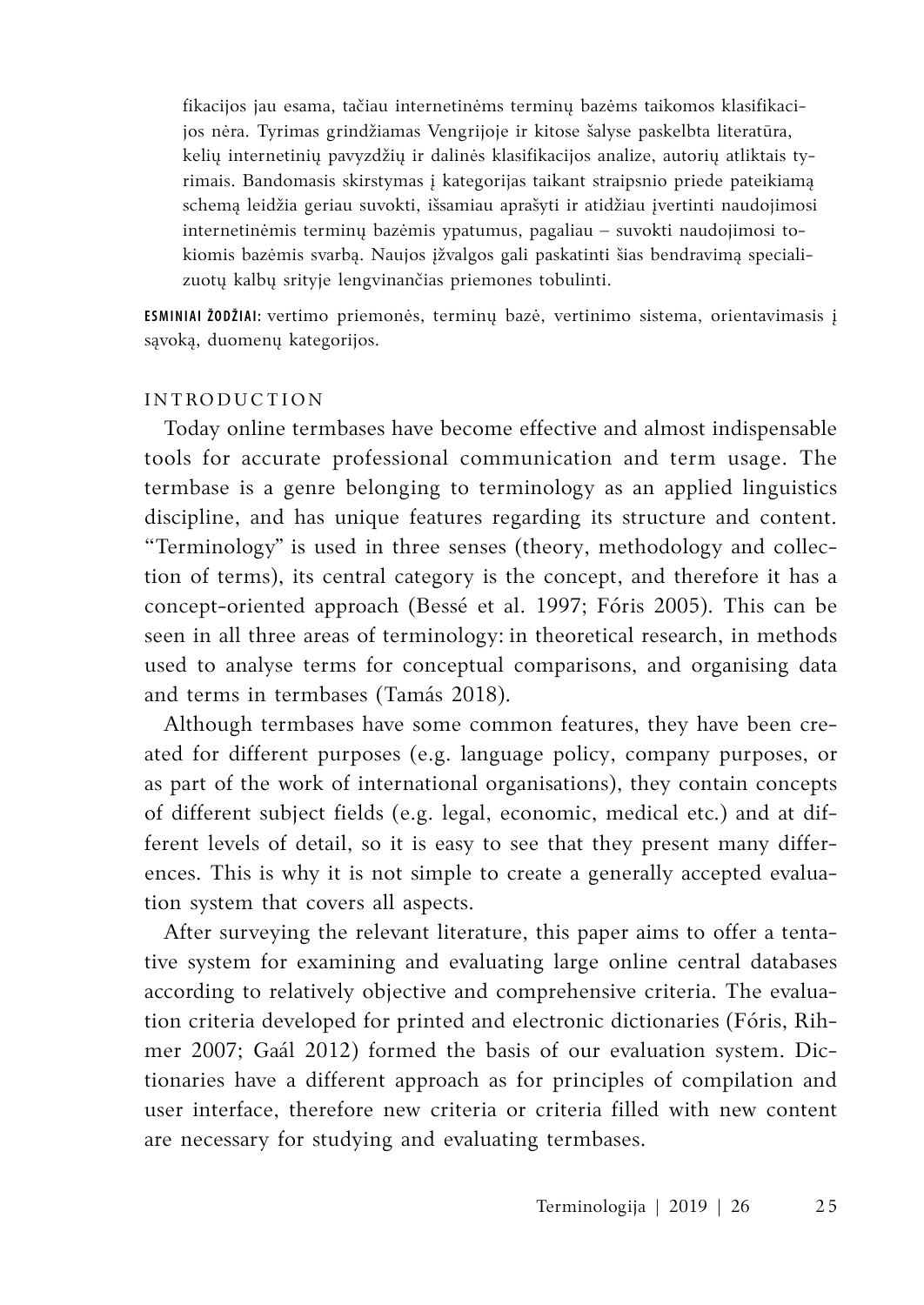fikacijos jau esama, tačiau internetinėms terminų bazėms taikomos klasifikacijos nėra. Tyrimas grindžiamas Vengrijoje ir kitose šalyse paskelbta literatūra, kelių internetinių pavyzdžių ir dalinės klasifikacijos analize, autorių atliktais tyrimais. Bandomasis skirstymas į kategorijas taikant straipsnio priede pateikiamą schemą leidžia geriau suvokti, išsamiau aprašyti ir atidžiau įvertinti naudojimosi internetinėmis terminų bazėmis ypatumus, pagaliau – suvokti naudojimosi tokiomis bazėmis svarbą. Naujos įžvalgos gali paskatinti šias bendravimą specializuotų kalbų srityje lengvinančias priemones tobulinti.

**ESMINIAI ŽODŽIAI:** vertimo priemonės, terminų bazė, vertinimo sistema, orientavimasis į sąvoką, duomenų kategorijos.

## INTRODUCTION

Today online termbases have become effective and almost indispensable tools for accurate professional communication and term usage. The termbase is a genre belonging to terminology as an applied linguistics discipline, and has unique features regarding its structure and content. "Terminology" is used in three senses (theory, methodology and collection of terms), its central category is the concept, and therefore it has a concept-oriented approach (Bessé et al. 1997; Fóris 2005). This can be seen in all three areas of terminology: in theoretical research, in methods used to analyse terms for conceptual comparisons, and organising data and terms in termbases (Tamás 2018).

Although termbases have some common features, they have been created for different purposes (e.g. language policy, company purposes, or as part of the work of international organisations), they contain concepts of different subject fields (e.g. legal, economic, medical etc.) and at different levels of detail, so it is easy to see that they present many differences. This is why it is not simple to create a generally accepted evaluation system that covers all aspects.

After surveying the relevant literature, this paper aims to offer a tentative system for examining and evaluating large online central databases according to relatively objective and comprehensive criteria. The evaluation criteria developed for printed and electronic dictionaries (Fóris, Rihmer 2007; Gaál 2012) formed the basis of our evaluation system. Dictionaries have a different approach as for principles of compilation and user interface, therefore new criteria or criteria filled with new content are necessary for studying and evaluating termbases.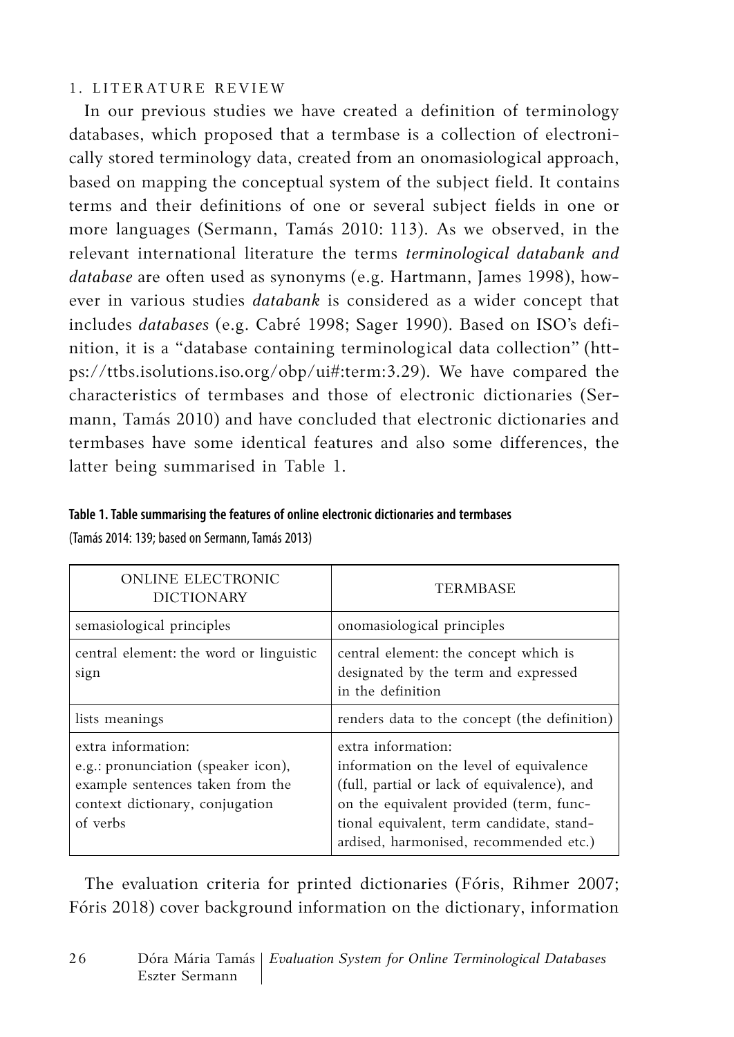## 1. LITERATURE REVIEW

In our previous studies we have created a definition of terminology databases, which proposed that a termbase is a collection of electronically stored terminology data, created from an onomasiological approach, based on mapping the conceptual system of the subject field. It contains terms and their definitions of one or several subject fields in one or more languages (Sermann, Tamás 2010: 113). As we observed, in the relevant international literature the terms *terminological databank and database* are often used as synonyms (e.g. Hartmann, James 1998), however in various studies *databank* is considered as a wider concept that includes *databases* (e.g. Cabré 1998; Sager 1990). Based on ISO's definition, it is a "database containing terminological data collection" (https://ttbs.isolutions.iso.org/obp/ui#:term:3.29). We have compared the characteristics of termbases and those of electronic dictionaries (Sermann, Tamás 2010) and have concluded that electronic dictionaries and termbases have some identical features and also some differences, the latter being summarised in Table 1.

**Table 1. Table summarising the features of online electronic dictionaries and termbases**
(Tamás 2014: 139; based on Sermann, Tamás 2013)

| ONLINE ELECTRONIC DICTIONARY | TERMBASE |
|---|---|
| semasiological principles | onomasiological principles |
| central element: the word or linguistic sign | central element: the concept which is designated by the term and expressed in the definition |
| lists meanings | renders data to the concept (the definition) |
| extra information: e.g.: pronunciation (speaker icon), example sentences taken from the context dictionary, conjugation of verbs | extra information: information on the level of equivalence (full, partial or lack of equivalence), and on the equivalent provided (term, functional equivalent, term candidate, standardised, harmonised, recommended etc.) |

The evaluation criteria for printed dictionaries (Fóris, Rihmer 2007; Fóris 2018) cover background information on the dictionary, information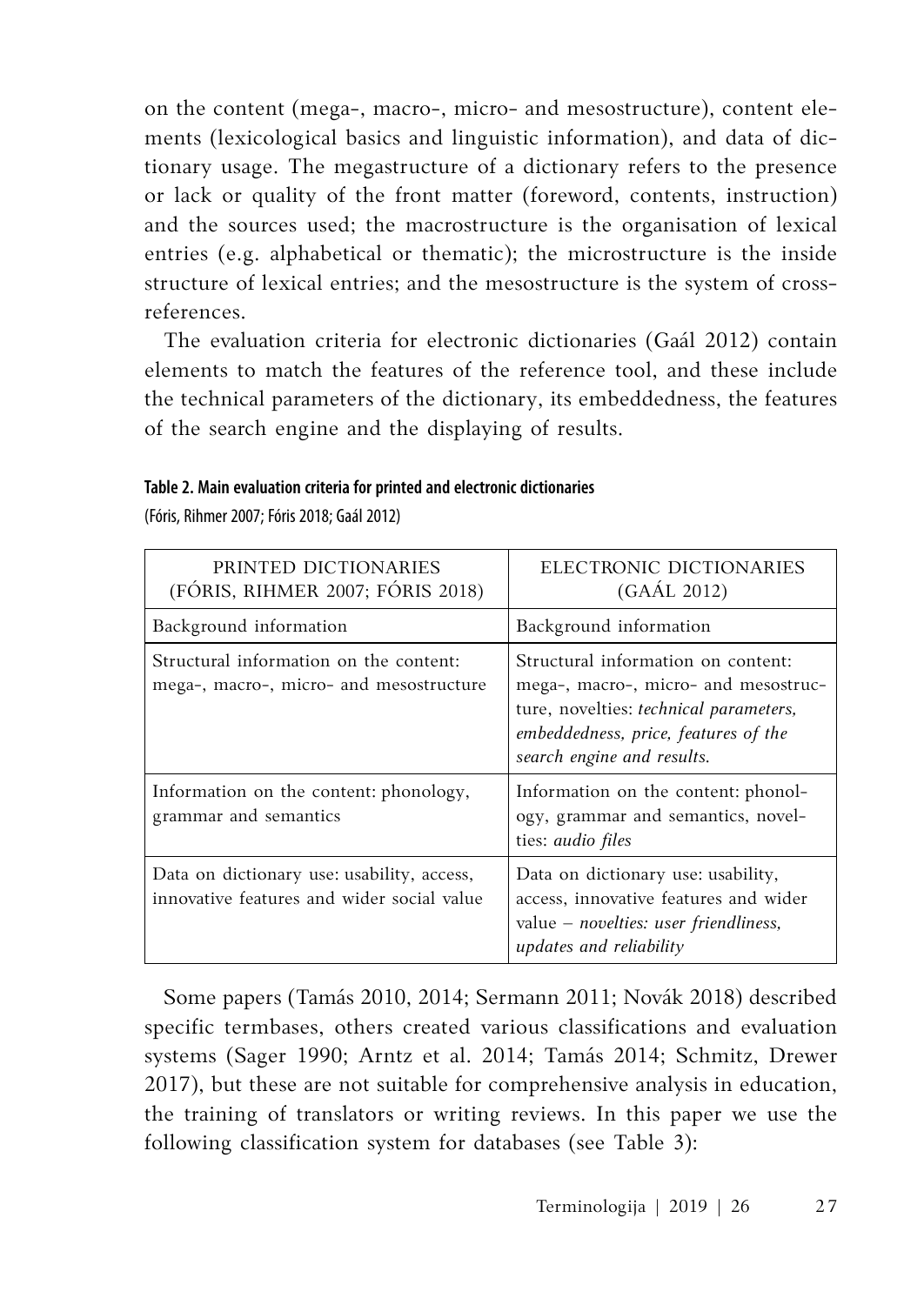on the content (mega-, macro-, micro- and mesostructure), content elements (lexicological basics and linguistic information), and data of dictionary usage. The megastructure of a dictionary refers to the presence or lack or quality of the front matter (foreword, contents, instruction) and the sources used; the macrostructure is the organisation of lexical entries (e.g. alphabetical or thematic); the microstructure is the inside structure of lexical entries; and the mesostructure is the system of cross-references.

The evaluation criteria for electronic dictionaries (Gaál 2012) contain elements to match the features of the reference tool, and these include the technical parameters of the dictionary, its embeddedness, the features of the search engine and the displaying of results.

**Table 2. Main evaluation criteria for printed and electronic dictionaries**
(Fóris, Rihmer 2007; Fóris 2018; Gaál 2012)

| PRINTED DICTIONARIES (FÓRIS, RIHMER 2007; FÓRIS 2018) | ELECTRONIC DICTIONARIES (GAÁL 2012) |
|---|---|
| Background information | Background information |
| Structural information on the content: mega-, macro-, micro- and mesostructure | Structural information on content: mega-, macro-, micro- and mesostructure, novelties: *technical parameters, embeddedness, price, features of the search engine and results.* |
| Information on the content: phonology, grammar and semantics | Information on the content: phonology, grammar and semantics, novelties: *audio files* |
| Data on dictionary use: usability, access, innovative features and wider social value | Data on dictionary use: usability, access, innovative features and wider value – *novelties: user friendliness, updates and reliability* |

Some papers (Tamás 2010, 2014; Sermann 2011; Novák 2018) described specific termbases, others created various classifications and evaluation systems (Sager 1990; Arntz et al. 2014; Tamás 2014; Schmitz, Drewer 2017), but these are not suitable for comprehensive analysis in education, the training of translators or writing reviews. In this paper we use the following classification system for databases (see Table 3):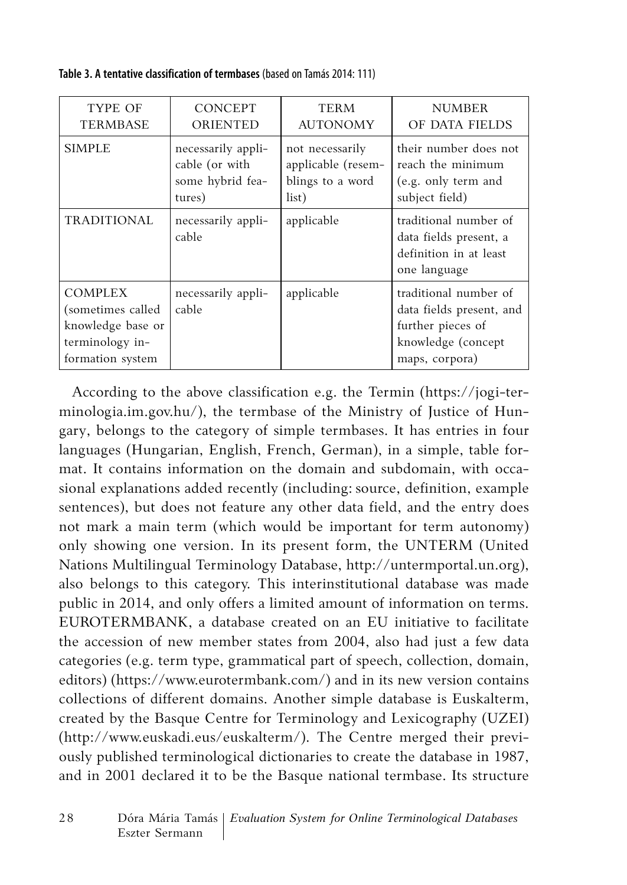**Table 3. A tentative classification of termbases** (based on Tamás 2014: 111)

| TYPE OF TERMBASE | CONCEPT ORIENTED | TERM AUTONOMY | NUMBER OF DATA FIELDS |
|---|---|---|---|
| SIMPLE | necessarily applicable (or with some hybrid features) | not necessarily applicable (resemblings to a word list) | their number does not reach the minimum (e.g. only term and subject field) |
| TRADITIONAL | necessarily applicable | applicable | traditional number of data fields present, a definition in at least one language |
| COMPLEX (sometimes called knowledge base or terminology information system | necessarily applicable | applicable | traditional number of data fields present, and further pieces of knowledge (concept maps, corpora) |

According to the above classification e.g. the Termin (https://jogi-terminologia.im.gov.hu/), the termbase of the Ministry of Justice of Hungary, belongs to the category of simple termbases. It has entries in four languages (Hungarian, English, French, German), in a simple, table format. It contains information on the domain and subdomain, with occasional explanations added recently (including: source, definition, example sentences), but does not feature any other data field, and the entry does not mark a main term (which would be important for term autonomy) only showing one version. In its present form, the UNTERM (United Nations Multilingual Terminology Database, http://untermportal.un.org), also belongs to this category. This interinstitutional database was made public in 2014, and only offers a limited amount of information on terms. EUROTERMBANK, a database created on an EU initiative to facilitate the accession of new member states from 2004, also had just a few data categories (e.g. term type, grammatical part of speech, collection, domain, editors) (https://www.eurotermbank.com/) and in its new version contains collections of different domains. Another simple database is Euskalterm, created by the Basque Centre for Terminology and Lexicography (UZEI) (http://www.euskadi.eus/euskalterm/). The Centre merged their previously published terminological dictionaries to create the database in 1987, and in 2001 declared it to be the Basque national termbase. Its structure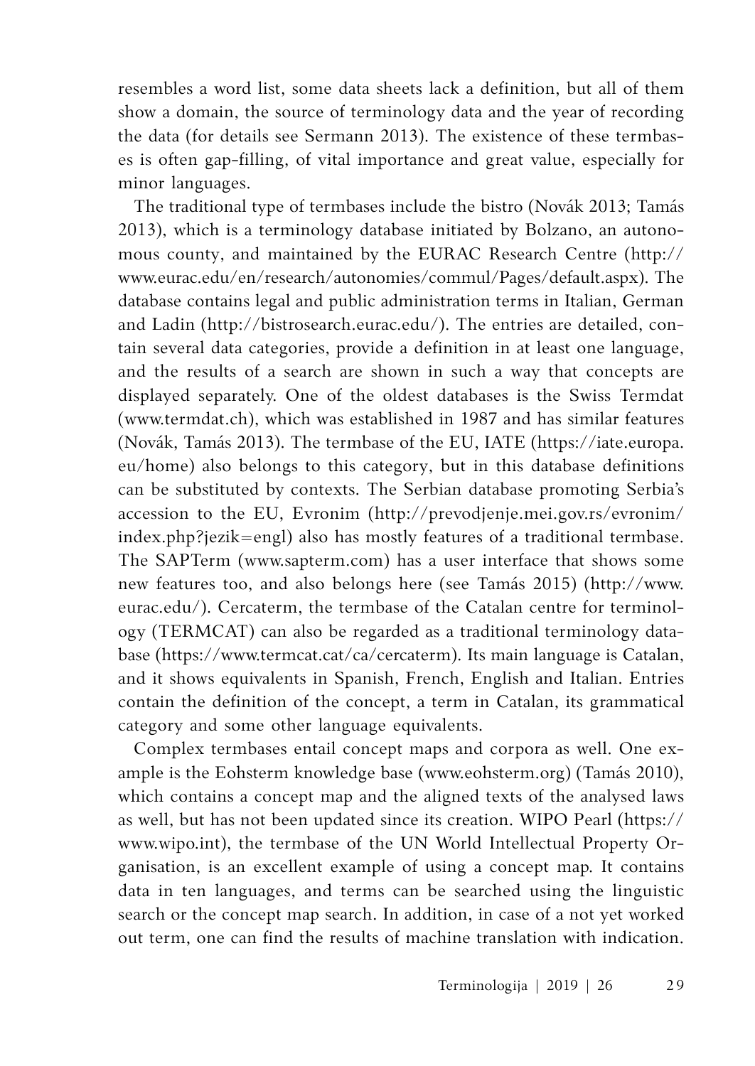resembles a word list, some data sheets lack a definition, but all of them show a domain, the source of terminology data and the year of recording the data (for details see Sermann 2013). The existence of these termbases is often gap-filling, of vital importance and great value, especially for minor languages.

The traditional type of termbases include the bistro (Novák 2013; Tamás 2013), which is a terminology database initiated by Bolzano, an autonomous county, and maintained by the EURAC Research Centre (http://www.eurac.edu/en/research/autonomies/commul/Pages/default.aspx). The database contains legal and public administration terms in Italian, German and Ladin (http://bistrosearch.eurac.edu/). The entries are detailed, contain several data categories, provide a definition in at least one language, and the results of a search are shown in such a way that concepts are displayed separately. One of the oldest databases is the Swiss Termdat (www.termdat.ch), which was established in 1987 and has similar features (Novák, Tamás 2013). The termbase of the EU, IATE (https://iate.europa.eu/home) also belongs to this category, but in this database definitions can be substituted by contexts. The Serbian database promoting Serbia's accession to the EU, Evronim (http://prevodjenje.mei.gov.rs/evronim/index.php?jezik=engl) also has mostly features of a traditional termbase. The SAPTerm (www.sapterm.com) has a user interface that shows some new features too, and also belongs here (see Tamás 2015) (http://www.eurac.edu/). Cercaterm, the termbase of the Catalan centre for terminology (TERMCAT) can also be regarded as a traditional terminology database (https://www.termcat.cat/ca/cercaterm). Its main language is Catalan, and it shows equivalents in Spanish, French, English and Italian. Entries contain the definition of the concept, a term in Catalan, its grammatical category and some other language equivalents.

Complex termbases entail concept maps and corpora as well. One example is the Eohsterm knowledge base (www.eohsterm.org) (Tamás 2010), which contains a concept map and the aligned texts of the analysed laws as well, but has not been updated since its creation. WIPO Pearl (https://www.wipo.int), the termbase of the UN World Intellectual Property Organisation, is an excellent example of using a concept map. It contains data in ten languages, and terms can be searched using the linguistic search or the concept map search. In addition, in case of a not yet worked out term, one can find the results of machine translation with indication.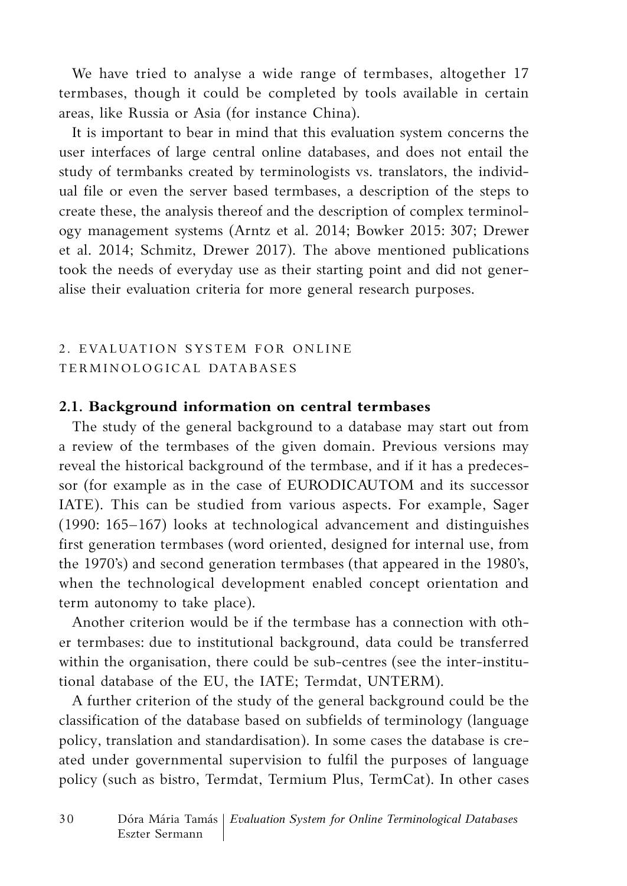We have tried to analyse a wide range of termbases, altogether 17 termbases, though it could be completed by tools available in certain areas, like Russia or Asia (for instance China).

It is important to bear in mind that this evaluation system concerns the user interfaces of large central online databases, and does not entail the study of termbanks created by terminologists vs. translators, the individual file or even the server based termbases, a description of the steps to create these, the analysis thereof and the description of complex terminology management systems (Arntz et al. 2014; Bowker 2015: 307; Drewer et al. 2014; Schmitz, Drewer 2017). The above mentioned publications took the needs of everyday use as their starting point and did not generalise their evaluation criteria for more general research purposes.

## 2. EVALUATION SYSTEM FOR ONLINE TERMINOLOGICAL DATABASES

### 2.1. Background information on central termbases

The study of the general background to a database may start out from a review of the termbases of the given domain. Previous versions may reveal the historical background of the termbase, and if it has a predecessor (for example as in the case of EURODICAUTOM and its successor IATE). This can be studied from various aspects. For example, Sager (1990: 165–167) looks at technological advancement and distinguishes first generation termbases (word oriented, designed for internal use, from the 1970's) and second generation termbases (that appeared in the 1980's, when the technological development enabled concept orientation and term autonomy to take place).

Another criterion would be if the termbase has a connection with other termbases: due to institutional background, data could be transferred within the organisation, there could be sub-centres (see the inter-institutional database of the EU, the IATE; Termdat, UNTERM).

A further criterion of the study of the general background could be the classification of the database based on subfields of terminology (language policy, translation and standardisation). In some cases the database is created under governmental supervision to fulfil the purposes of language policy (such as bistro, Termdat, Termium Plus, TermCat). In other cases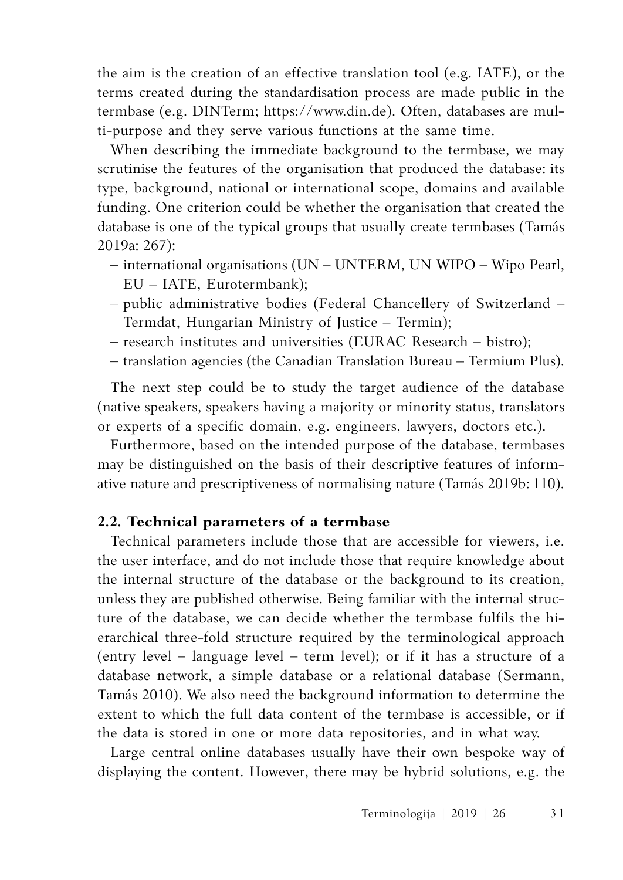the aim is the creation of an effective translation tool (e.g. IATE), or the terms created during the standardisation process are made public in the termbase (e.g. DINTerm; https://www.din.de). Often, databases are multi-purpose and they serve various functions at the same time.

When describing the immediate background to the termbase, we may scrutinise the features of the organisation that produced the database: its type, background, national or international scope, domains and available funding. One criterion could be whether the organisation that created the database is one of the typical groups that usually create termbases (Tamás 2019a: 267):

- international organisations (UN – UNTERM, UN WIPO – Wipo Pearl, EU – IATE, Eurotermbank);
- public administrative bodies (Federal Chancellery of Switzerland – Termdat, Hungarian Ministry of Justice – Termin);
- research institutes and universities (EURAC Research – bistro);
- translation agencies (the Canadian Translation Bureau – Termium Plus).

The next step could be to study the target audience of the database (native speakers, speakers having a majority or minority status, translators or experts of a specific domain, e.g. engineers, lawyers, doctors etc.).

Furthermore, based on the intended purpose of the database, termbases may be distinguished on the basis of their descriptive features of informative nature and prescriptiveness of normalising nature (Tamás 2019b: 110).

### 2.2. Technical parameters of a termbase

Technical parameters include those that are accessible for viewers, i.e. the user interface, and do not include those that require knowledge about the internal structure of the database or the background to its creation, unless they are published otherwise. Being familiar with the internal structure of the database, we can decide whether the termbase fulfils the hierarchical three-fold structure required by the terminological approach (entry level – language level – term level); or if it has a structure of a database network, a simple database or a relational database (Sermann, Tamás 2010). We also need the background information to determine the extent to which the full data content of the termbase is accessible, or if the data is stored in one or more data repositories, and in what way.

Large central online databases usually have their own bespoke way of displaying the content. However, there may be hybrid solutions, e.g. the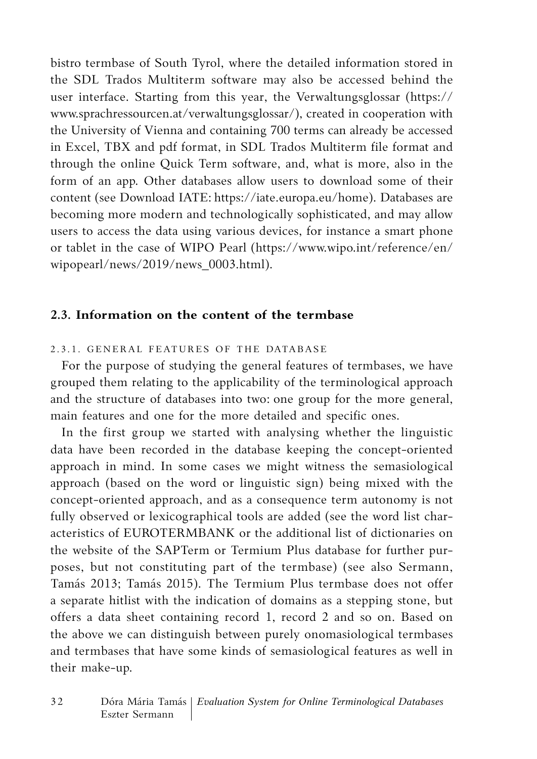bistro termbase of South Tyrol, where the detailed information stored in the SDL Trados Multiterm software may also be accessed behind the user interface. Starting from this year, the Verwaltungsglossar (https://www.sprachressourcen.at/verwaltungsglossar/), created in cooperation with the University of Vienna and containing 700 terms can already be accessed in Excel, TBX and pdf format, in SDL Trados Multiterm file format and through the online Quick Term software, and, what is more, also in the form of an app. Other databases allow users to download some of their content (see Download IATE: https://iate.europa.eu/home). Databases are becoming more modern and technologically sophisticated, and may allow users to access the data using various devices, for instance a smart phone or tablet in the case of WIPO Pearl (https://www.wipo.int/reference/en/wipopearl/news/2019/news_0003.html).

## 2.3. Information on the content of the termbase

### 2.3.1. General features of the database

For the purpose of studying the general features of termbases, we have grouped them relating to the applicability of the terminological approach and the structure of databases into two: one group for the more general, main features and one for the more detailed and specific ones.

In the first group we started with analysing whether the linguistic data have been recorded in the database keeping the concept-oriented approach in mind. In some cases we might witness the semasiological approach (based on the word or linguistic sign) being mixed with the concept-oriented approach, and as a consequence term autonomy is not fully observed or lexicographical tools are added (see the word list characteristics of EUROTERMBANK or the additional list of dictionaries on the website of the SAPTerm or Termium Plus database for further purposes, but not constituting part of the termbase) (see also Sermann, Tamás 2013; Tamás 2015). The Termium Plus termbase does not offer a separate hitlist with the indication of domains as a stepping stone, but offers a data sheet containing record 1, record 2 and so on. Based on the above we can distinguish between purely onomasiological termbases and termbases that have some kinds of semasiological features as well in their make-up.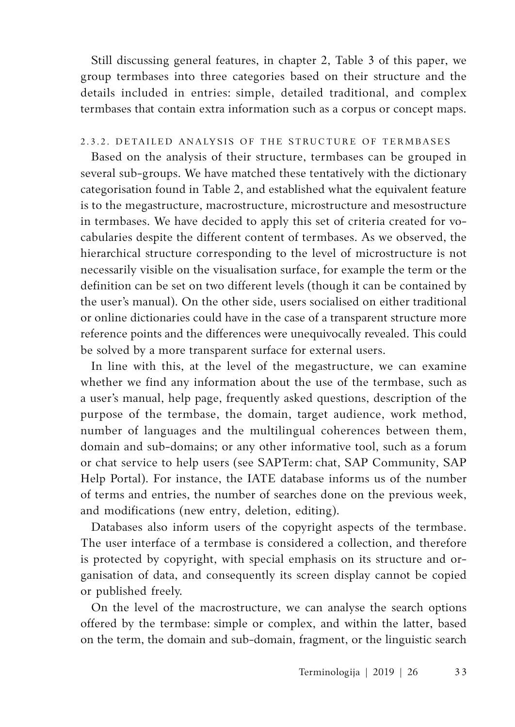Still discussing general features, in chapter 2, Table 3 of this paper, we group termbases into three categories based on their structure and the details included in entries: simple, detailed traditional, and complex termbases that contain extra information such as a corpus or concept maps.

#### 2.3.2. DETAILED ANALYSIS OF THE STRUCTURE OF TERMBASES

Based on the analysis of their structure, termbases can be grouped in several sub-groups. We have matched these tentatively with the dictionary categorisation found in Table 2, and established what the equivalent feature is to the megastructure, macrostructure, microstructure and mesostructure in termbases. We have decided to apply this set of criteria created for vocabularies despite the different content of termbases. As we observed, the hierarchical structure corresponding to the level of microstructure is not necessarily visible on the visualisation surface, for example the term or the definition can be set on two different levels (though it can be contained by the user's manual). On the other side, users socialised on either traditional or online dictionaries could have in the case of a transparent structure more reference points and the differences were unequivocally revealed. This could be solved by a more transparent surface for external users.

In line with this, at the level of the megastructure, we can examine whether we find any information about the use of the termbase, such as a user's manual, help page, frequently asked questions, description of the purpose of the termbase, the domain, target audience, work method, number of languages and the multilingual coherences between them, domain and sub-domains; or any other informative tool, such as a forum or chat service to help users (see SAPTerm: chat, SAP Community, SAP Help Portal). For instance, the IATE database informs us of the number of terms and entries, the number of searches done on the previous week, and modifications (new entry, deletion, editing).

Databases also inform users of the copyright aspects of the termbase. The user interface of a termbase is considered a collection, and therefore is protected by copyright, with special emphasis on its structure and organisation of data, and consequently its screen display cannot be copied or published freely.

On the level of the macrostructure, we can analyse the search options offered by the termbase: simple or complex, and within the latter, based on the term, the domain and sub-domain, fragment, or the linguistic search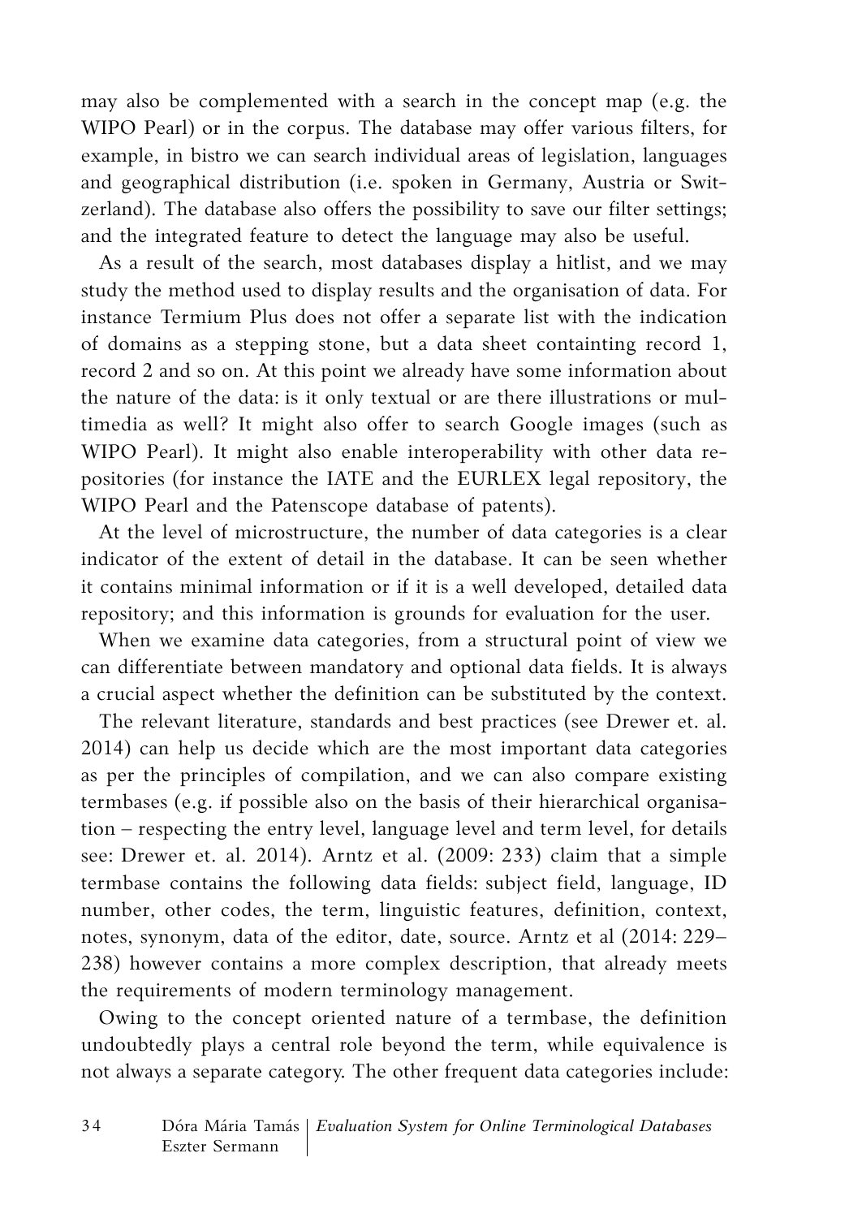may also be complemented with a search in the concept map (e.g. the WIPO Pearl) or in the corpus. The database may offer various filters, for example, in bistro we can search individual areas of legislation, languages and geographical distribution (i.e. spoken in Germany, Austria or Switzerland). The database also offers the possibility to save our filter settings; and the integrated feature to detect the language may also be useful.

As a result of the search, most databases display a hitlist, and we may study the method used to display results and the organisation of data. For instance Termium Plus does not offer a separate list with the indication of domains as a stepping stone, but a data sheet containting record 1, record 2 and so on. At this point we already have some information about the nature of the data: is it only textual or are there illustrations or multimedia as well? It might also offer to search Google images (such as WIPO Pearl). It might also enable interoperability with other data repositories (for instance the IATE and the EURLEX legal repository, the WIPO Pearl and the Patenscope database of patents).

At the level of microstructure, the number of data categories is a clear indicator of the extent of detail in the database. It can be seen whether it contains minimal information or if it is a well developed, detailed data repository; and this information is grounds for evaluation for the user.

When we examine data categories, from a structural point of view we can differentiate between mandatory and optional data fields. It is always a crucial aspect whether the definition can be substituted by the context.

The relevant literature, standards and best practices (see Drewer et. al. 2014) can help us decide which are the most important data categories as per the principles of compilation, and we can also compare existing termbases (e.g. if possible also on the basis of their hierarchical organisation – respecting the entry level, language level and term level, for details see: Drewer et. al. 2014). Arntz et al. (2009: 233) claim that a simple termbase contains the following data fields: subject field, language, ID number, other codes, the term, linguistic features, definition, context, notes, synonym, data of the editor, date, source. Arntz et al (2014: 229–238) however contains a more complex description, that already meets the requirements of modern terminology management.

Owing to the concept oriented nature of a termbase, the definition undoubtedly plays a central role beyond the term, while equivalence is not always a separate category. The other frequent data categories include: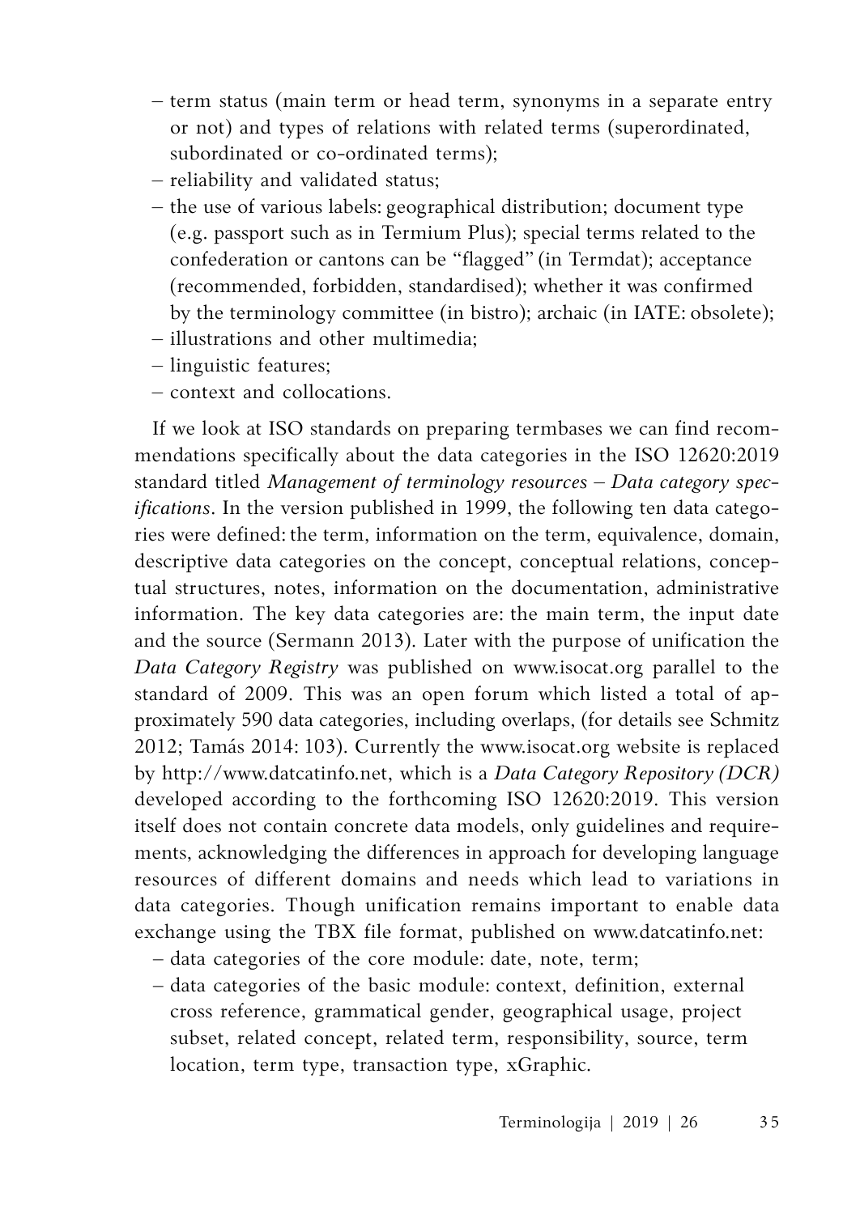- term status (main term or head term, synonyms in a separate entry or not) and types of relations with related terms (superordinated, subordinated or co-ordinated terms);
- reliability and validated status;
- the use of various labels: geographical distribution; document type (e.g. passport such as in Termium Plus); special terms related to the confederation or cantons can be "flagged" (in Termdat); acceptance (recommended, forbidden, standardised); whether it was confirmed by the terminology committee (in bistro); archaic (in IATE: obsolete);
- illustrations and other multimedia;
- linguistic features;
- context and collocations.

If we look at ISO standards on preparing termbases we can find recommendations specifically about the data categories in the ISO 12620:2019 standard titled *Management of terminology resources – Data category specifications*. In the version published in 1999, the following ten data categories were defined: the term, information on the term, equivalence, domain, descriptive data categories on the concept, conceptual relations, conceptual structures, notes, information on the documentation, administrative information. The key data categories are: the main term, the input date and the source (Sermann 2013). Later with the purpose of unification the *Data Category Registry* was published on www.isocat.org parallel to the standard of 2009. This was an open forum which listed a total of approximately 590 data categories, including overlaps, (for details see Schmitz 2012; Tamás 2014: 103). Currently the www.isocat.org website is replaced by http://www.datcatinfo.net, which is a *Data Category Repository (DCR)* developed according to the forthcoming ISO 12620:2019. This version itself does not contain concrete data models, only guidelines and requirements, acknowledging the differences in approach for developing language resources of different domains and needs which lead to variations in data categories. Though unification remains important to enable data exchange using the TBX file format, published on www.datcatinfo.net:

- data categories of the core module: date, note, term;
- data categories of the basic module: context, definition, external cross reference, grammatical gender, geographical usage, project subset, related concept, related term, responsibility, source, term location, term type, transaction type, xGraphic.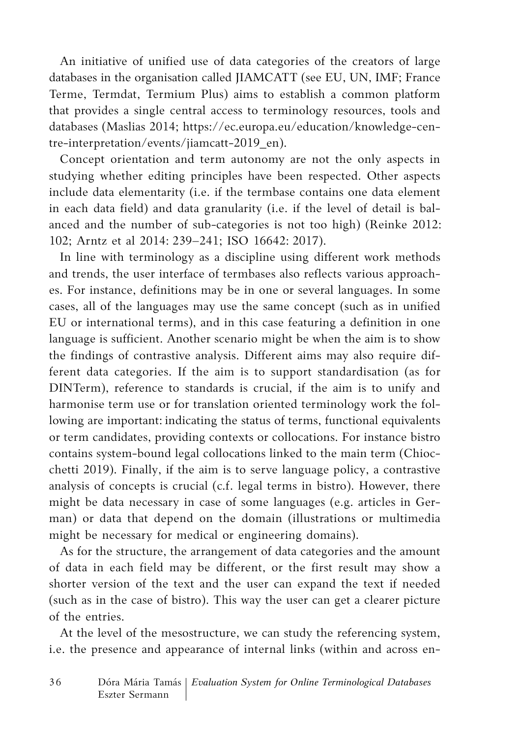An initiative of unified use of data categories of the creators of large databases in the organisation called JIAMCATT (see EU, UN, IMF; France Terme, Termdat, Termium Plus) aims to establish a common platform that provides a single central access to terminology resources, tools and databases (Maslias 2014; https://ec.europa.eu/education/knowledge-centre-interpretation/events/jiamcatt-2019_en).

Concept orientation and term autonomy are not the only aspects in studying whether editing principles have been respected. Other aspects include data elementarity (i.e. if the termbase contains one data element in each data field) and data granularity (i.e. if the level of detail is balanced and the number of sub-categories is not too high) (Reinke 2012: 102; Arntz et al 2014: 239–241; ISO 16642: 2017).

In line with terminology as a discipline using different work methods and trends, the user interface of termbases also reflects various approaches. For instance, definitions may be in one or several languages. In some cases, all of the languages may use the same concept (such as in unified EU or international terms), and in this case featuring a definition in one language is sufficient. Another scenario might be when the aim is to show the findings of contrastive analysis. Different aims may also require different data categories. If the aim is to support standardisation (as for DINTerm), reference to standards is crucial, if the aim is to unify and harmonise term use or for translation oriented terminology work the following are important: indicating the status of terms, functional equivalents or term candidates, providing contexts or collocations. For instance bistro contains system-bound legal collocations linked to the main term (Chiocchetti 2019). Finally, if the aim is to serve language policy, a contrastive analysis of concepts is crucial (c.f. legal terms in bistro). However, there might be data necessary in case of some languages (e.g. articles in German) or data that depend on the domain (illustrations or multimedia might be necessary for medical or engineering domains).

As for the structure, the arrangement of data categories and the amount of data in each field may be different, or the first result may show a shorter version of the text and the user can expand the text if needed (such as in the case of bistro). This way the user can get a clearer picture of the entries.

At the level of the mesostructure, we can study the referencing system, i.e. the presence and appearance of internal links (within and across en-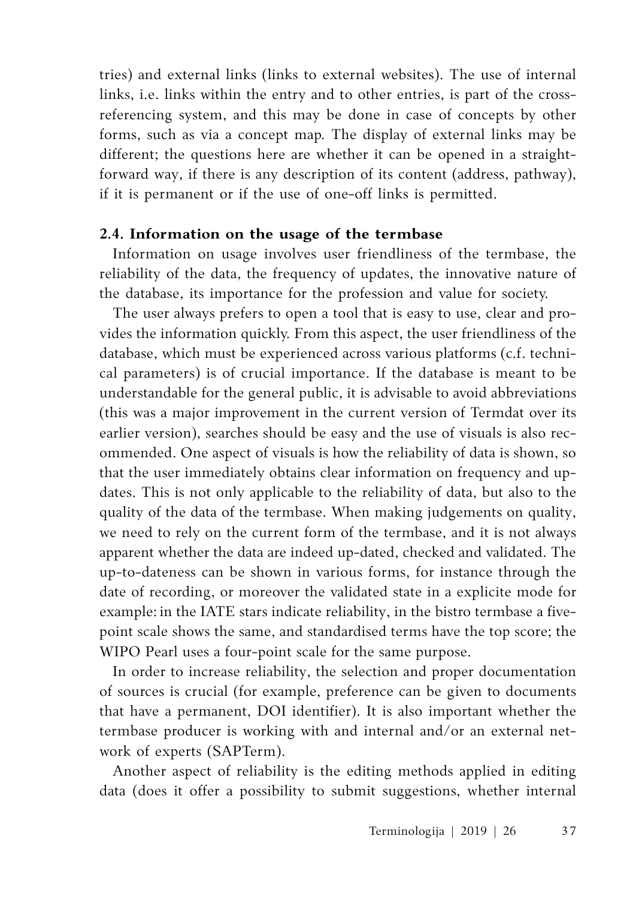tries) and external links (links to external websites). The use of internal links, i.e. links within the entry and to other entries, is part of the cross-referencing system, and this may be done in case of concepts by other forms, such as via a concept map. The display of external links may be different; the questions here are whether it can be opened in a straightforward way, if there is any description of its content (address, pathway), if it is permanent or if the use of one-off links is permitted.

### 2.4. Information on the usage of the termbase

Information on usage involves user friendliness of the termbase, the reliability of the data, the frequency of updates, the innovative nature of the database, its importance for the profession and value for society.

The user always prefers to open a tool that is easy to use, clear and provides the information quickly. From this aspect, the user friendliness of the database, which must be experienced across various platforms (c.f. technical parameters) is of crucial importance. If the database is meant to be understandable for the general public, it is advisable to avoid abbreviations (this was a major improvement in the current version of Termdat over its earlier version), searches should be easy and the use of visuals is also recommended. One aspect of visuals is how the reliability of data is shown, so that the user immediately obtains clear information on frequency and updates. This is not only applicable to the reliability of data, but also to the quality of the data of the termbase. When making judgements on quality, we need to rely on the current form of the termbase, and it is not always apparent whether the data are indeed up-dated, checked and validated. The up-to-dateness can be shown in various forms, for instance through the date of recording, or moreover the validated state in a explicite mode for example: in the IATE stars indicate reliability, in the bistro termbase a five-point scale shows the same, and standardised terms have the top score; the WIPO Pearl uses a four-point scale for the same purpose.

In order to increase reliability, the selection and proper documentation of sources is crucial (for example, preference can be given to documents that have a permanent, DOI identifier). It is also important whether the termbase producer is working with and internal and/or an external network of experts (SAPTerm).

Another aspect of reliability is the editing methods applied in editing data (does it offer a possibility to submit suggestions, whether internal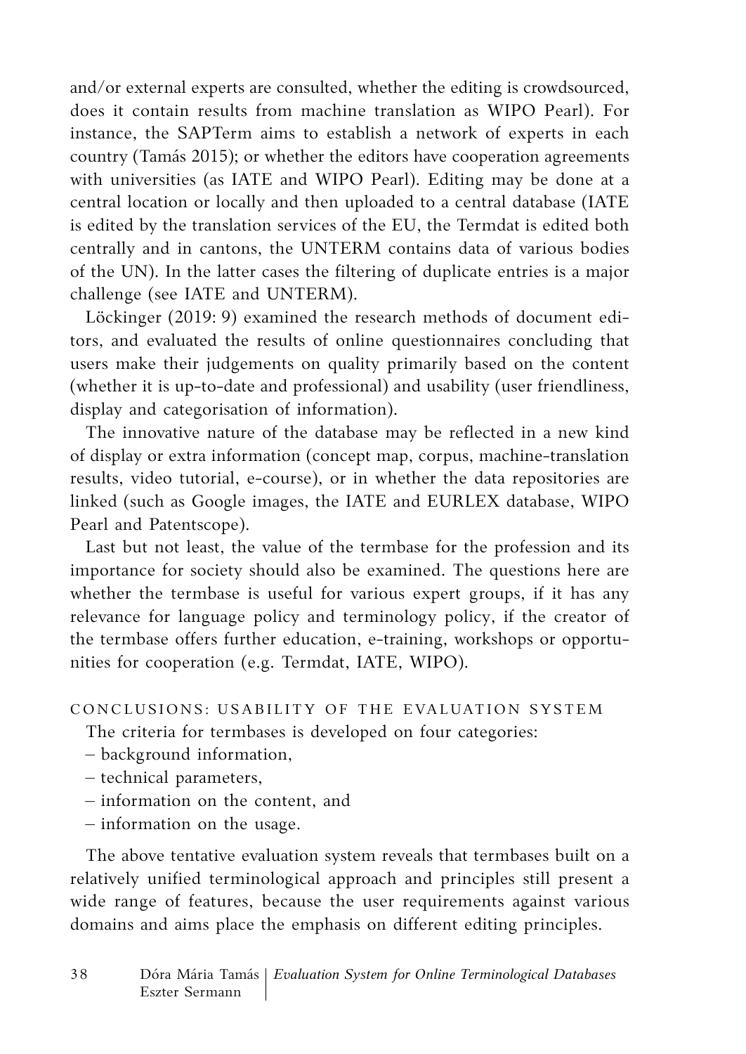and/or external experts are consulted, whether the editing is crowdsourced, does it contain results from machine translation as WIPO Pearl). For instance, the SAPTerm aims to establish a network of experts in each country (Tamás 2015); or whether the editors have cooperation agreements with universities (as IATE and WIPO Pearl). Editing may be done at a central location or locally and then uploaded to a central database (IATE is edited by the translation services of the EU, the Termdat is edited both centrally and in cantons, the UNTERM contains data of various bodies of the UN). In the latter cases the filtering of duplicate entries is a major challenge (see IATE and UNTERM).

Löckinger (2019: 9) examined the research methods of document editors, and evaluated the results of online questionnaires concluding that users make their judgements on quality primarily based on the content (whether it is up-to-date and professional) and usability (user friendliness, display and categorisation of information).

The innovative nature of the database may be reflected in a new kind of display or extra information (concept map, corpus, machine-translation results, video tutorial, e-course), or in whether the data repositories are linked (such as Google images, the IATE and EURLEX database, WIPO Pearl and Patentscope).

Last but not least, the value of the termbase for the profession and its importance for society should also be examined. The questions here are whether the termbase is useful for various expert groups, if it has any relevance for language policy and terminology policy, if the creator of the termbase offers further education, e-training, workshops or opportunities for cooperation (e.g. Termdat, IATE, WIPO).

## CONCLUSIONS: USABILITY OF THE EVALUATION SYSTEM

The criteria for termbases is developed on four categories:

– background information,
– technical parameters,
– information on the content, and
– information on the usage.

The above tentative evaluation system reveals that termbases built on a relatively unified terminological approach and principles still present a wide range of features, because the user requirements against various domains and aims place the emphasis on different editing principles.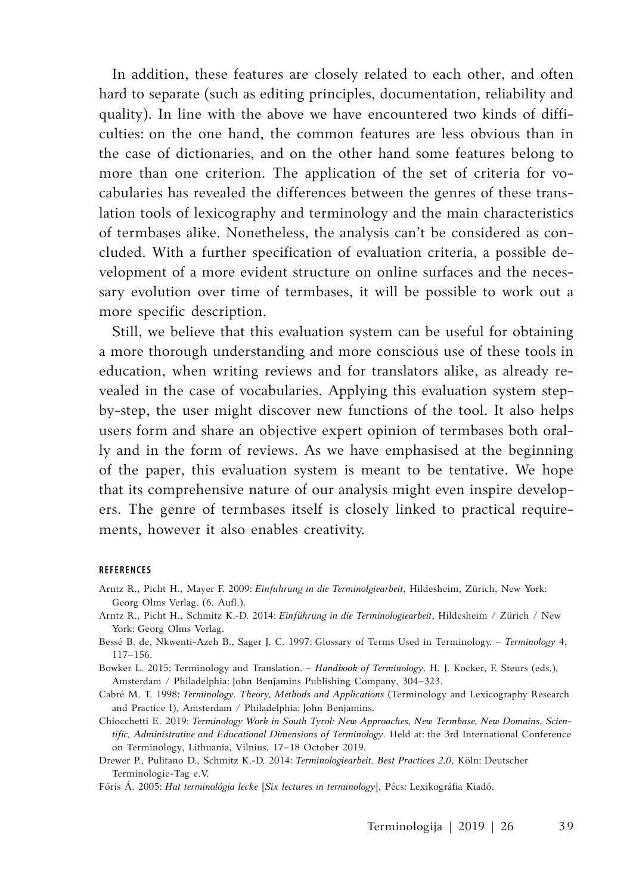In addition, these features are closely related to each other, and often hard to separate (such as editing principles, documentation, reliability and quality). In line with the above we have encountered two kinds of difficulties: on the one hand, the common features are less obvious than in the case of dictionaries, and on the other hand some features belong to more than one criterion. The application of the set of criteria for vocabularies has revealed the differences between the genres of these translation tools of lexicography and terminology and the main characteristics of termbases alike. Nonetheless, the analysis can't be considered as concluded. With a further specification of evaluation criteria, a possible development of a more evident structure on online surfaces and the necessary evolution over time of termbases, it will be possible to work out a more specific description.

Still, we believe that this evaluation system can be useful for obtaining a more thorough understanding and more conscious use of these tools in education, when writing reviews and for translators alike, as already revealed in the case of vocabularies. Applying this evaluation system step-by-step, the user might discover new functions of the tool. It also helps users form and share an objective expert opinion of termbases both orally and in the form of reviews. As we have emphasised at the beginning of the paper, this evaluation system is meant to be tentative. We hope that its comprehensive nature of our analysis might even inspire developers. The genre of termbases itself is closely linked to practical requirements, however it also enables creativity.

## REFERENCES

Arntz R., Picht H., Mayer F. 2009: *Einfuhrung in die Terminolgiearbeit*, Hildesheim, Zürich, New York: Georg Olms Verlag. (6. Aufl.).

Arntz R., Picht H., Schmitz K.-D. 2014: *Einführung in die Terminologiearbeit*, Hildesheim / Zürich / New York: Georg Olms Verlag.

Bessé B. de, Nkwenti-Azeh B., Sager J. C. 1997: Glossary of Terms Used in Terminology. – *Terminology* 4, 117–156.

Bowker L. 2015: Terminology and Translation. – *Handbook of Terminology*. H. J. Kocker, F. Steurs (eds.), Amsterdam / Philadelphia: John Benjamins Publishing Company, 304–323.

Cabré M. T. 1998: *Terminology. Theory, Methods and Applications* (Terminology and Lexicography Research and Practice I), Amsterdam / Philadelphia: John Benjamins.

Chiocchetti E. 2019: *Terminology Work in South Tyrol: New Approaches, New Termbase, New Domains. Scientific, Administrative and Educational Dimensions of Terminology.* Held at: the 3rd International Conference on Terminology, Lithuania, Vilnius, 17–18 October 2019.

Drewer P., Pulitano D., Schmitz K.-D. 2014: *Terminologiearbeit. Best Practices 2.0*, Köln: Deutscher Terminologie-Tag e.V.

Fóris Á. 2005: *Hat terminológia lecke* [*Six lectures in terminology*], Pécs: Lexikográfia Kiadó.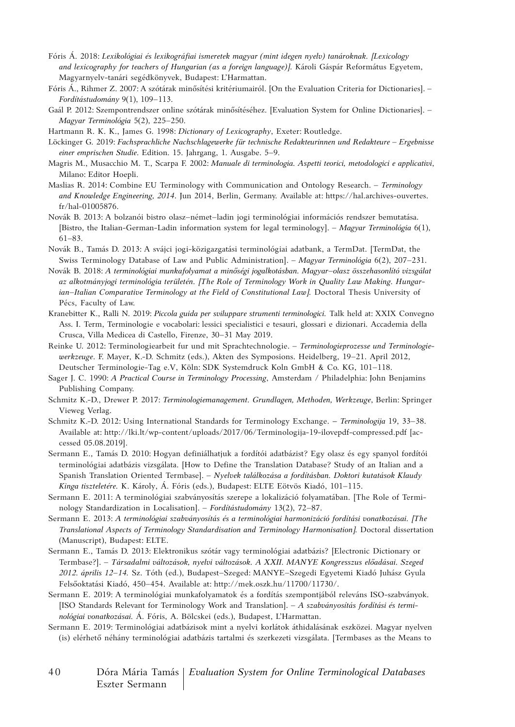Fóris Á. 2018: *Lexikológiai és lexikográfiai ismeretek magyar (mint idegen nyelv) tanároknak. [Lexicology and lexicography for teachers of Hungarian (as a foreign language)].* Károli Gáspár Református Egyetem, Magyarnyelv-tanári segédkönyvek, Budapest: L'Harmattan.

Fóris Á., Rihmer Z. 2007: A szótárak minősítési kritériumairól. [On the Evaluation Criteria for Dictionaries]. – *Fordítástudomány* 9(1), 109–113.

Gaál P. 2012: Szempontrendszer online szótárak minősítéséhez. [Evaluation System for Online Dictionaries]. – *Magyar Terminológia* 5(2), 225–250.

Hartmann R. K. K., James G. 1998: *Dictionary of Lexicography*, Exeter: Routledge.

Löckinger G. 2019: *Fachsprachliche Nachschlagewerke für technische Redakteurinnen und Redakteure – Ergebnisse einer emprischen Studie.* Edition. 15. Jahrgang, 1. Ausgabe. 5–9.

Magris M., Musacchio M. T., Scarpa F. 2002: *Manuale di terminologia. Aspetti teorici, metodologici e applicativi*, Milano: Editor Hoepli.

Maslias R. 2014: Combine EU Terminology with Communication and Ontology Research. – *Terminology and Knowledge Engineering, 2014*. Jun 2014, Berlin, Germany. Available at: https://hal.archives-ouvertes.fr/hal-01005876.

Novák B. 2013: A bolzanói bistro olasz–német–ladin jogi terminológiai információs rendszer bemutatása. [Bistro, the Italian-German-Ladin information system for legal terminology]. – *Magyar Terminológia* 6(1), 61–83.

Novák B., Tamás D. 2013: A svájci jogi-közigazgatási terminológiai adatbank, a TermDat. [TermDat, the Swiss Terminology Database of Law and Public Administration]. – *Magyar Terminológia* 6(2), 207–231.

Novák B. 2018: *A terminológiai munkafolyamat a minőségi jogalkotásban. Magyar–olasz összehasonlító vizsgálat az alkotmányjogi terminológia területén. [The Role of Terminology Work in Quality Law Making. Hungarian–Italian Comparative Terminology at the Field of Constitutional Law].* Doctoral Thesis University of Pécs, Faculty of Law.

Kranebitter K., Ralli N. 2019: *Piccola guida per sviluppare strumenti terminologici.* Talk held at: XXIX Convegno Ass. I. Term, Terminologie e vocabolari: lessici specialistici e tesauri, glossari e dizionari. Accademia della Crusca, Villa Medicea di Castello, Firenze, 30–31 May 2019.

Reinke U. 2012: Terminologiearbeit fur und mit Sprachtechnologie. – *Terminologieprozesse und Terminologiewerkzeuge*. F. Mayer, K.-D. Schmitz (eds.), Akten des Symposions. Heidelberg, 19–21. April 2012, Deutscher Terminologie-Tag e.V, Köln: SDK Systemdruck Koln GmbH & Co. KG, 101–118.

Sager J. C. 1990: *A Practical Course in Terminology Processing*, Amsterdam / Philadelphia: John Benjamins Publishing Company.

Schmitz K.-D., Drewer P. 2017: *Terminologiemanagement. Grundlagen, Methoden, Werkzeuge*, Berlin: Springer Vieweg Verlag.

Schmitz K.-D. 2012: Using International Standards for Terminology Exchange. – *Terminologija* 19, 33–38. Available at: http://lki.lt/wp-content/uploads/2017/06/Terminologija-19-ilovepdf-compressed.pdf [accessed 05.08.2019].

Sermann E., Tamás D. 2010: Hogyan definiálhatjuk a fordítói adatbázist? Egy olasz és egy spanyol fordítói terminológiai adatbázis vizsgálata. [How to Define the Translation Database? Study of an Italian and a Spanish Translation Oriented Termbase]. – *Nyelvek találkozása a fordításban. Doktori kutatások Klaudy Kinga tiszteletére.* K. Károly, Á. Fóris (eds.), Budapest: ELTE Eötvös Kiadó, 101–115.

Sermann E. 2011: A terminológiai szabványosítás szerepe a lokalizáció folyamatában. [The Role of Terminology Standardization in Localisation]. – *Fordítástudomány* 13(2), 72–87.

Sermann E. 2013: *A terminológiai szabványosítás és a terminológiai harmonizáció fordítási vonatkozásai. [The Translational Aspects of Terminology Standardisation and Terminology Harmonisation].* Doctoral dissertation (Manuscript), Budapest: ELTE.

Sermann E., Tamás D. 2013: Elektronikus szótár vagy terminológiai adatbázis? [Electronic Dictionary or Termbase?]. – *Társadalmi változások, nyelvi változások. A XXII. MANYE Kongresszus előadásai. Szeged 2012. április 12–14.* Sz. Tóth (ed.), Budapest–Szeged: MANYE–Szegedi Egyetemi Kiadó Juhász Gyula Felsőoktatási Kiadó, 450–454. Available at: http://mek.oszk.hu/11700/11730/.

Sermann E. 2019: A terminológiai munkafolyamatok és a fordítás szempontjából releváns ISO-szabványok. [ISO Standards Relevant for Terminology Work and Translation]. – *A szabványosítás fordítási és terminológiai vonatkozásai.* Á. Fóris, A. Bölcskei (eds.), Budapest, L'Harmattan.

Sermann E. 2019: Terminológiai adatbázisok mint a nyelvi korlátok áthidalásának eszközei. Magyar nyelven (is) elérhető néhány terminológiai adatbázis tartalmi és szerkezeti vizsgálata. [Termbases as the Means to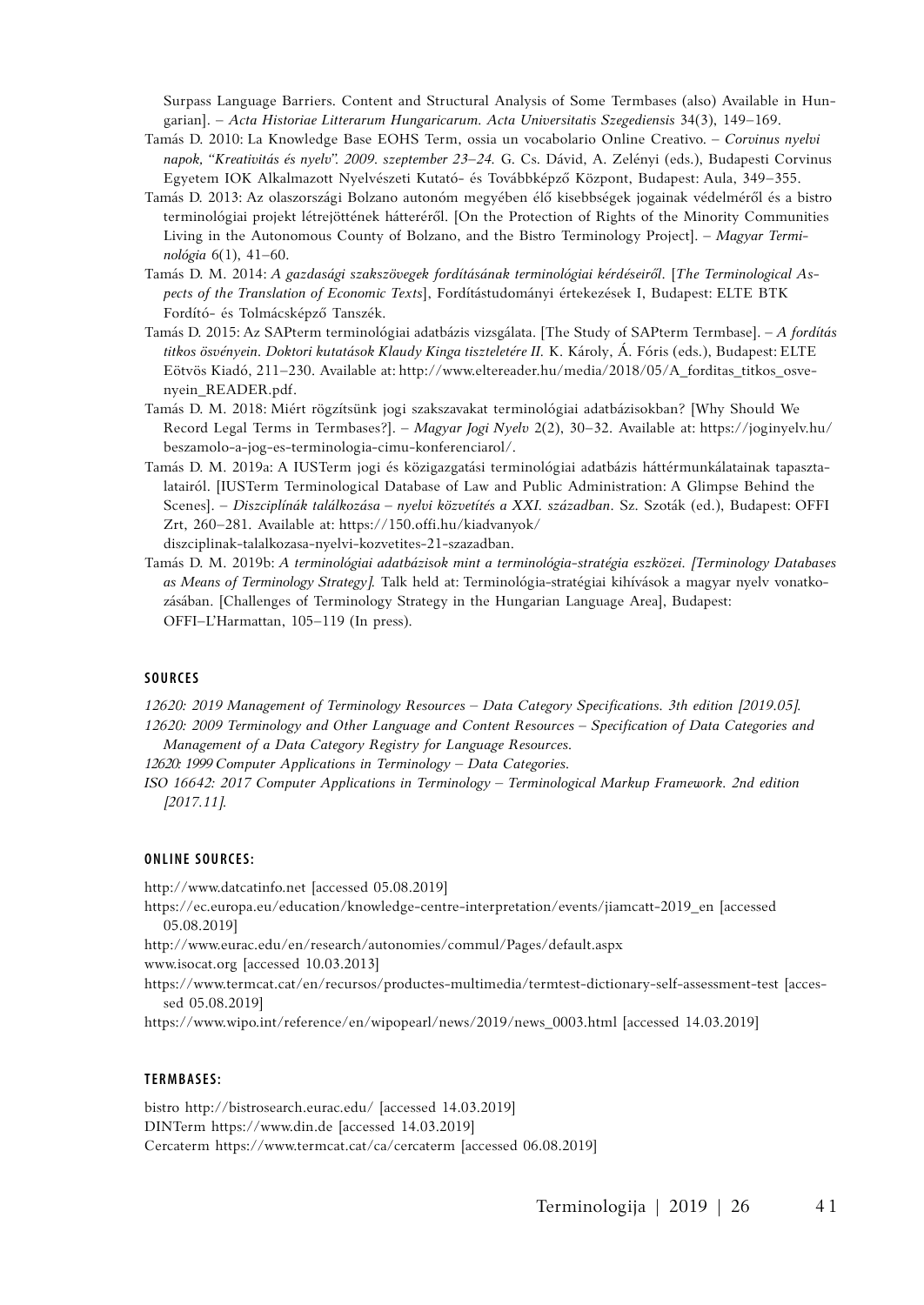Surpass Language Barriers. Content and Structural Analysis of Some Termbases (also) Available in Hungarian]. – *Acta Historiae Litterarum Hungaricarum. Acta Universitatis Szegediensis* 34(3), 149–169.

Tamás D. 2010: La Knowledge Base EOHS Term, ossia un vocabolario Online Creativo. – *Corvinus nyelvi napok, "Kreativitás és nyelv". 2009. szeptember 23–24.* G. Cs. Dávid, A. Zelényi (eds.), Budapesti Corvinus Egyetem IOK Alkalmazott Nyelvészeti Kutató- és Továbbképző Központ, Budapest: Aula, 349–355.

Tamás D. 2013: Az olaszországi Bolzano autonóm megyében élő kisebbségek jogainak védelméről és a bistro terminológiai projekt létrejöttének hátteréről. [On the Protection of Rights of the Minority Communities Living in the Autonomous County of Bolzano, and the Bistro Terminology Project]. – *Magyar Terminológia* 6(1), 41–60.

Tamás D. M. 2014: *A gazdasági szakszövegek fordításának terminológiai kérdéseiről*. [*The Terminological Aspects of the Translation of Economic Texts*], Fordítástudományi értekezések I, Budapest: ELTE BTK Fordító- és Tolmácsképző Tanszék.

Tamás D. 2015: Az SAPterm terminológiai adatbázis vizsgálata. [The Study of SAPterm Termbase]. – *A fordítás titkos ösvényein. Doktori kutatások Klaudy Kinga tiszteletére II.* K. Károly, Á. Fóris (eds.), Budapest: ELTE Eötvös Kiadó, 211–230. Available at: http://www.eltereader.hu/media/2018/05/A_forditas_titkos_osvenyein_READER.pdf.

Tamás D. M. 2018: Miért rögzítsünk jogi szakszavakat terminológiai adatbázisokban? [Why Should We Record Legal Terms in Termbases?]. – *Magyar Jogi Nyelv* 2(2), 30–32. Available at: https://joginyelv.hu/beszamolo-a-jog-es-terminologia-cimu-konferenciarol/.

Tamás D. M. 2019a: A IUSTerm jogi és közigazgatási terminológiai adatbázis háttérmunkálatainak tapasztalatairól. [IUSTerm Terminological Database of Law and Public Administration: A Glimpse Behind the Scenes]. – *Diszciplínák találkozása – nyelvi közvetítés a XXI. században*. Sz. Szoták (ed.), Budapest: OFFI Zrt, 260–281. Available at: https://150.offi.hu/kiadvanyok/diszciplinak-talalkozasa-nyelvi-kozvetites-21-szazadban.

Tamás D. M. 2019b: *A terminológiai adatbázisok mint a terminológia-stratégia eszközei. [Terminology Databases as Means of Terminology Strategy].* Talk held at: Terminológia-stratégiai kihívások a magyar nyelv vonatkozásában. [Challenges of Terminology Strategy in the Hungarian Language Area], Budapest: OFFI–L'Harmattan, 105–119 (In press).

#### SOURCES

*12620: 2019 Management of Terminology Resources – Data Category Specifications. 3th edition [2019.05].*

*12620: 2009 Terminology and Other Language and Content Resources – Specification of Data Categories and Management of a Data Category Registry for Language Resources.*

*12620: 1999 Computer Applications in Terminology – Data Categories.*

*ISO 16642: 2017 Computer Applications in Terminology – Terminological Markup Framework. 2nd edition [2017.11].*

#### ONLINE SOURCES:

http://www.datcatinfo.net [accessed 05.08.2019]

https://ec.europa.eu/education/knowledge-centre-interpretation/events/jiamcatt-2019_en [accessed 05.08.2019]

http://www.eurac.edu/en/research/autonomies/commul/Pages/default.aspx

www.isocat.org [accessed 10.03.2013]

https://www.termcat.cat/en/recursos/productes-multimedia/termtest-dictionary-self-assessment-test [accessed 05.08.2019]

https://www.wipo.int/reference/en/wipopearl/news/2019/news_0003.html [accessed 14.03.2019]

#### TERMBASES:

bistro http://bistrosearch.eurac.edu/ [accessed 14.03.2019]

DINTerm https://www.din.de [accessed 14.03.2019]

Cercaterm https://www.termcat.cat/ca/cercaterm [accessed 06.08.2019]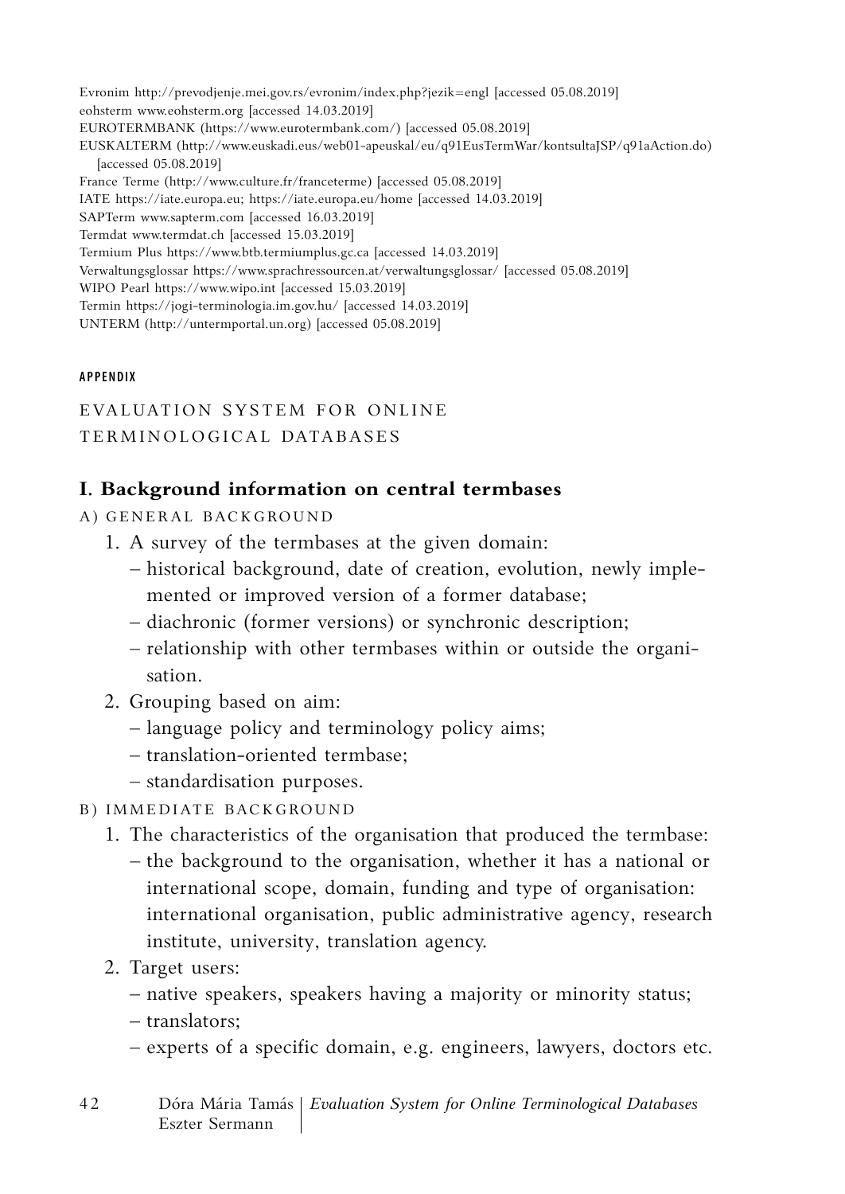Evronim http://prevodjenje.mei.gov.rs/evronim/index.php?jezik=engl [accessed 05.08.2019]
eohsterm www.eohsterm.org [accessed 14.03.2019]
EUROTERMBANK (https://www.eurotermbank.com/) [accessed 05.08.2019]
EUSKALTERM (http://www.euskadi.eus/web01-apeuskal/eu/q91EusTermWar/kontsultaJSP/q91aAction.do) [accessed 05.08.2019]
France Terme (http://www.culture.fr/franceterme) [accessed 05.08.2019]
IATE https://iate.europa.eu; https://iate.europa.eu/home [accessed 14.03.2019]
SAPTerm www.sapterm.com [accessed 16.03.2019]
Termdat www.termdat.ch [accessed 15.03.2019]
Termium Plus https://www.btb.termiumplus.gc.ca [accessed 14.03.2019]
Verwaltungsglossar https://www.sprachressourcen.at/verwaltungsglossar/ [accessed 05.08.2019]
WIPO Pearl https://www.wipo.int [accessed 15.03.2019]
Termin https://jogi-terminologia.im.gov.hu/ [accessed 14.03.2019]
UNTERM (http://untermportal.un.org) [accessed 05.08.2019]

#### APPENDIX

# EVALUATION SYSTEM FOR ONLINE TERMINOLOGICAL DATABASES

## I. Background information on central termbases

### A) GENERAL BACKGROUND

1. A survey of the termbases at the given domain:
   – historical background, date of creation, evolution, newly implemented or improved version of a former database;
   – diachronic (former versions) or synchronic description;
   – relationship with other termbases within or outside the organisation.
2. Grouping based on aim:
   – language policy and terminology policy aims;
   – translation-oriented termbase;
   – standardisation purposes.

### B) IMMEDIATE BACKGROUND

1. The characteristics of the organisation that produced the termbase:
   – the background to the organisation, whether it has a national or international scope, domain, funding and type of organisation: international organisation, public administrative agency, research institute, university, translation agency.
2. Target users:
   – native speakers, speakers having a majority or minority status;
   – translators;
   – experts of a specific domain, e.g. engineers, lawyers, doctors etc.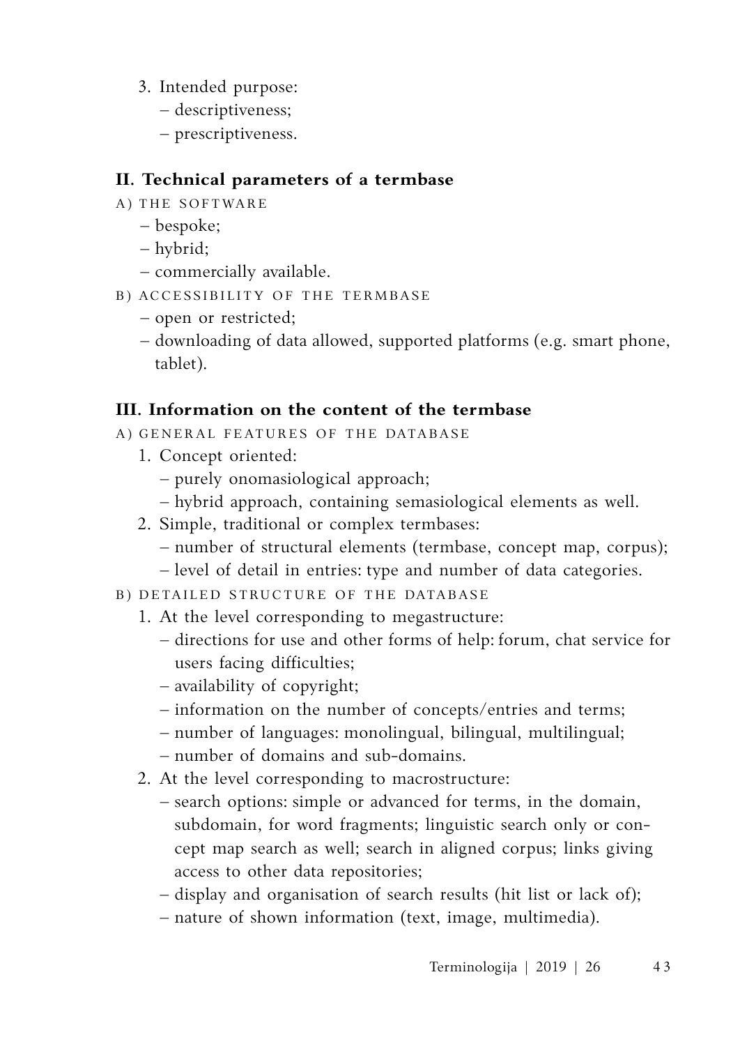3. Intended purpose:
   - descriptiveness;
   - prescriptiveness.

## II. Technical parameters of a termbase

A) THE SOFTWARE

- bespoke;
- hybrid;
- commercially available.

B) ACCESSIBILITY OF THE TERMBASE

- open or restricted;
- downloading of data allowed, supported platforms (e.g. smart phone, tablet).

## III. Information on the content of the termbase

A) GENERAL FEATURES OF THE DATABASE

1. Concept oriented:
   - purely onomasiological approach;
   - hybrid approach, containing semasiological elements as well.
2. Simple, traditional or complex termbases:
   - number of structural elements (termbase, concept map, corpus);
   - level of detail in entries: type and number of data categories.

B) DETAILED STRUCTURE OF THE DATABASE

1. At the level corresponding to megastructure:
   - directions for use and other forms of help: forum, chat service for users facing difficulties;
   - availability of copyright;
   - information on the number of concepts/entries and terms;
   - number of languages: monolingual, bilingual, multilingual;
   - number of domains and sub-domains.
2. At the level corresponding to macrostructure:
   - search options: simple or advanced for terms, in the domain, subdomain, for word fragments; linguistic search only or concept map search as well; search in aligned corpus; links giving access to other data repositories;
   - display and organisation of search results (hit list or lack of);
   - nature of shown information (text, image, multimedia).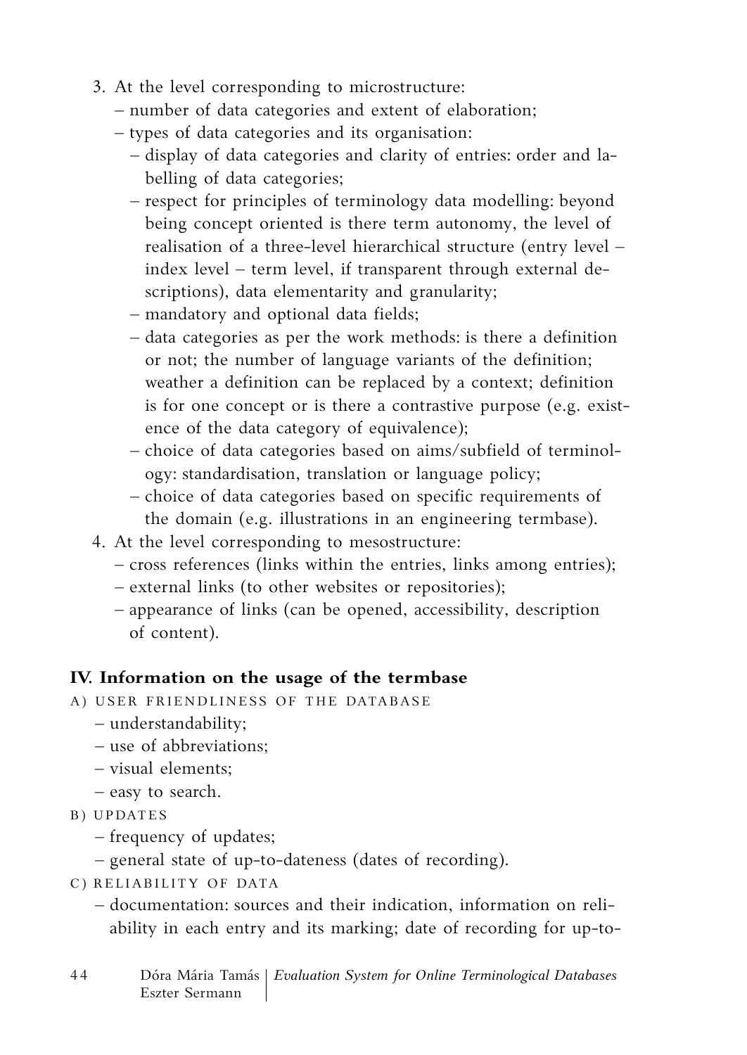3. At the level corresponding to microstructure:
   - number of data categories and extent of elaboration;
   - types of data categories and its organisation:
     - display of data categories and clarity of entries: order and labelling of data categories;
     - respect for principles of terminology data modelling: beyond being concept oriented is there term autonomy, the level of realisation of a three-level hierarchical structure (entry level – index level – term level, if transparent through external descriptions), data elementarity and granularity;
     - mandatory and optional data fields;
     - data categories as per the work methods: is there a definition or not; the number of language variants of the definition; weather a definition can be replaced by a context; definition is for one concept or is there a contrastive purpose (e.g. existence of the data category of equivalence);
     - choice of data categories based on aims/subfield of terminology: standardisation, translation or language policy;
     - choice of data categories based on specific requirements of the domain (e.g. illustrations in an engineering termbase).
4. At the level corresponding to mesostructure:
   - cross references (links within the entries, links among entries);
   - external links (to other websites or repositories);
   - appearance of links (can be opened, accessibility, description of content).

**IV. Information on the usage of the termbase**

A) USER FRIENDLINESS OF THE DATABASE
- understandability;
- use of abbreviations;
- visual elements;
- easy to search.

B) UPDATES
- frequency of updates;
- general state of up-to-dateness (dates of recording).

C) RELIABILITY OF DATA
- documentation: sources and their indication, information on reliability in each entry and its marking; date of recording for up-to-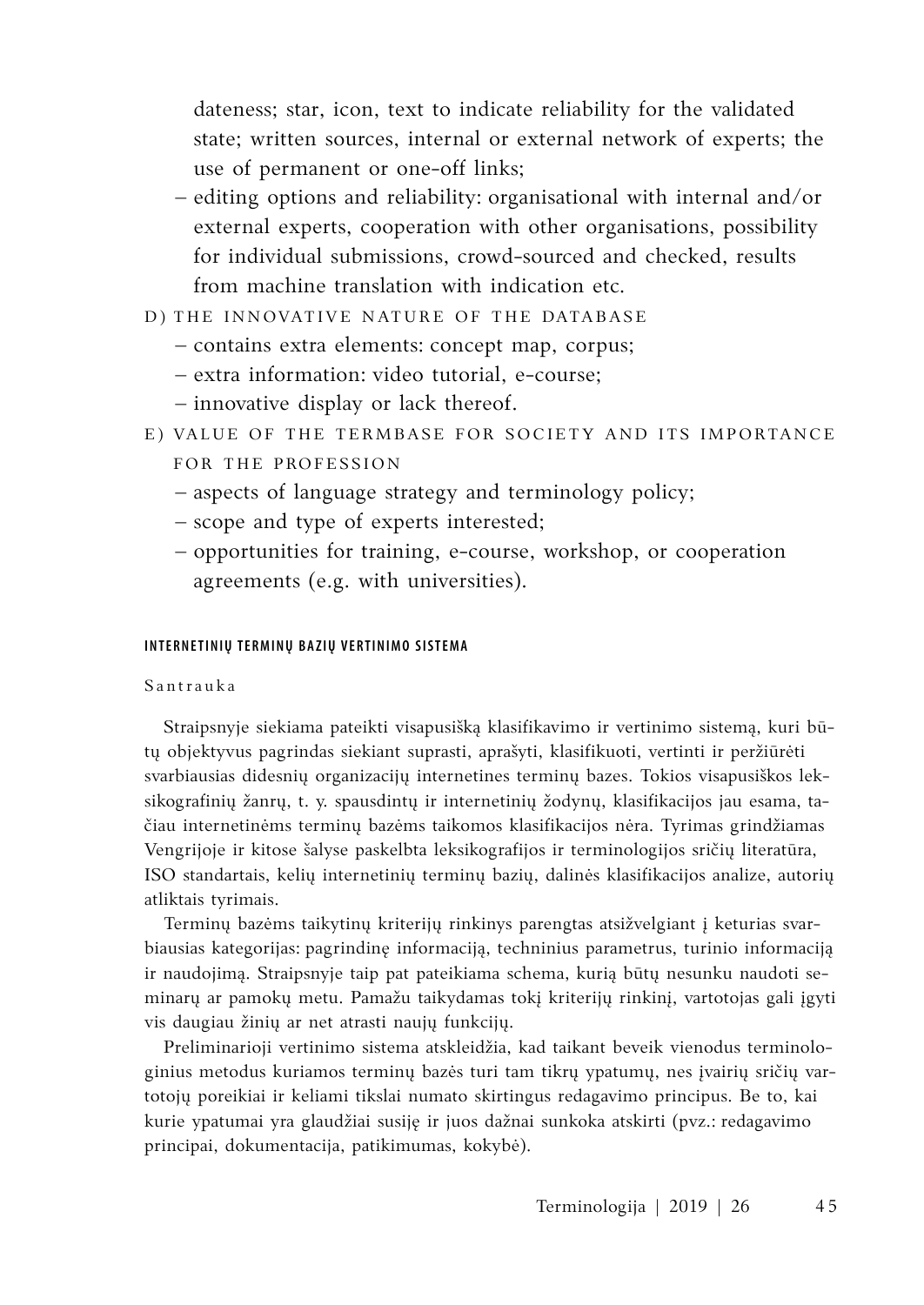dateness; star, icon, text to indicate reliability for the validated state; written sources, internal or external network of experts; the use of permanent or one-off links;
– editing options and reliability: organisational with internal and/or external experts, cooperation with other organisations, possibility for individual submissions, crowd-sourced and checked, results from machine translation with indication etc.

D) THE INNOVATIVE NATURE OF THE DATABASE
– contains extra elements: concept map, corpus;
– extra information: video tutorial, e-course;
– innovative display or lack thereof.

E) VALUE OF THE TERMBASE FOR SOCIETY AND ITS IMPORTANCE FOR THE PROFESSION
– aspects of language strategy and terminology policy;
– scope and type of experts interested;
– opportunities for training, e-course, workshop, or cooperation agreements (e.g. with universities).

## INTERNETINIŲ TERMINŲ BAZIŲ VERTINIMO SISTEMA

Santrauka

Straipsnyje siekiama pateikti visapusišką klasifikavimo ir vertinimo sistemą, kuri būtų objektyvus pagrindas siekiant suprasti, aprašyti, klasifikuoti, vertinti ir peržiūrėti svarbiausias didesnių organizacijų internetines terminų bazes. Tokios visapusiškos leksikografinių žanrų, t. y. spausdintų ir internetinių žodynų, klasifikacijos jau esama, tačiau internetinėms terminų bazėms taikomos klasifikacijos nėra. Tyrimas grindžiamas Vengrijoje ir kitose šalyse paskelbta leksikografijos ir terminologijos sričių literatūra, ISO standartais, kelių internetinių terminų bazių, dalinės klasifikacijos analize, autorių atliktais tyrimais.

Terminų bazėms taikytinų kriterijų rinkinys parengtas atsižvelgiant į keturias svarbiausias kategorijas: pagrindinę informaciją, techninius parametrus, turinio informaciją ir naudojimą. Straipsnyje taip pat pateikiama schema, kurią būtų nesunku naudoti seminarų ar pamokų metu. Pamažu taikydamas tokį kriterijų rinkinį, vartotojas gali įgyti vis daugiau žinių ar net atrasti naujų funkcijų.

Preliminarioji vertinimo sistema atskleidžia, kad taikant beveik vienodus terminologinius metodus kuriamos terminų bazės turi tam tikrų ypatumų, nes įvairių sričių vartotojų poreikiai ir keliami tikslai numato skirtingus redagavimo principus. Be to, kai kurie ypatumai yra glaudžiai susiję ir juos dažnai sunkoka atskirti (pvz.: redagavimo principai, dokumentacija, patikimumas, kokybė).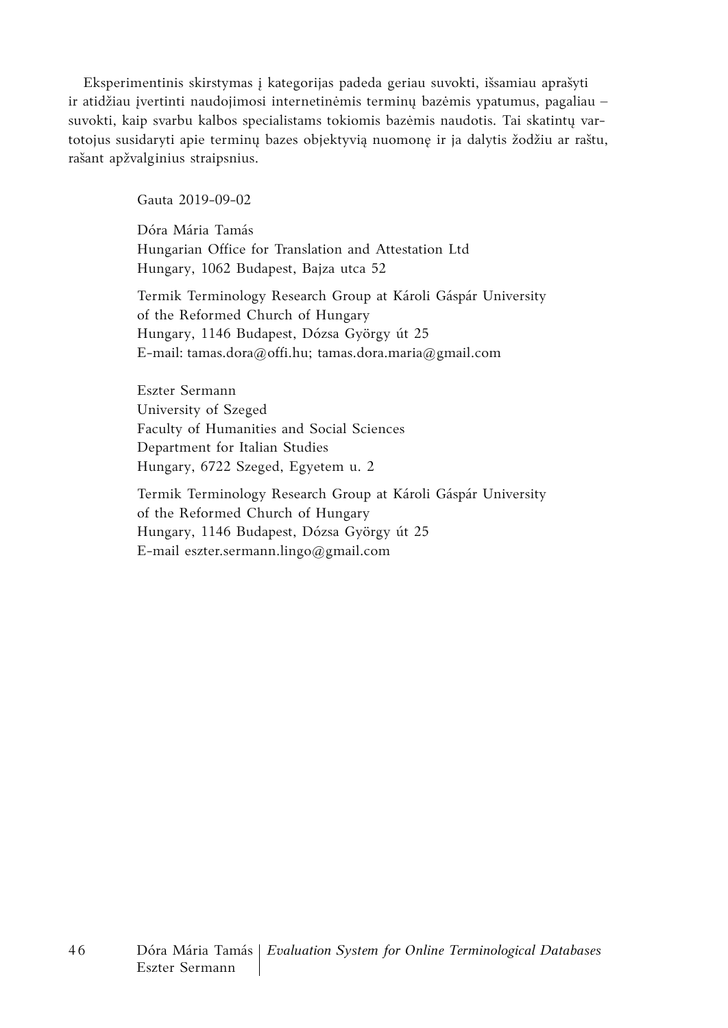Eksperimentinis skirstymas į kategorijas padeda geriau suvokti, išsamiau aprašyti ir atidžiau įvertinti naudojimosi internetinėmis terminų bazėmis ypatumus, pagaliau – suvokti, kaip svarbu kalbos specialistams tokiomis bazėmis naudotis. Tai skatintų vartotojus susidaryti apie terminų bazes objektyvią nuomonę ir ja dalytis žodžiu ar raštu, rašant apžvalginius straipsnius.

Gauta 2019-09-02

Dóra Mária Tamás
Hungarian Office for Translation and Attestation Ltd
Hungary, 1062 Budapest, Bajza utca 52

Termik Terminology Research Group at Károli Gáspár University of the Reformed Church of Hungary
Hungary, 1146 Budapest, Dózsa György út 25
E-mail: tamas.dora@offi.hu; tamas.dora.maria@gmail.com

Eszter Sermann
University of Szeged
Faculty of Humanities and Social Sciences
Department for Italian Studies
Hungary, 6722 Szeged, Egyetem u. 2

Termik Terminology Research Group at Károli Gáspár University of the Reformed Church of Hungary
Hungary, 1146 Budapest, Dózsa György út 25
E-mail eszter.sermann.lingo@gmail.com